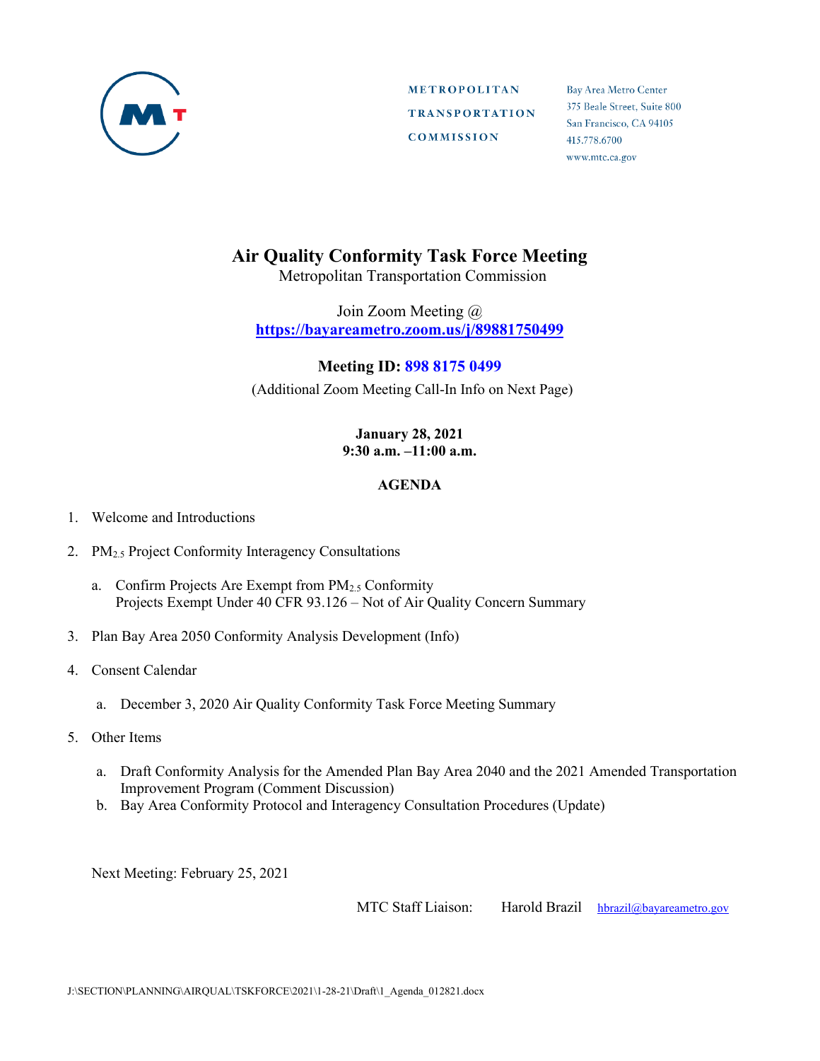METROPOLITAN TRANSPORTATION COMMISSION

Bay Area Metro Center
375 Beale Street, Suite 800
San Francisco, CA 94105
415.778.6700
www.mtc.ca.gov

# Air Quality Conformity Task Force Meeting

Metropolitan Transportation Commission

Join Zoom Meeting @
**https://bayareametro.zoom.us/j/89881750499**

**Meeting ID: 898 8175 0499**

(Additional Zoom Meeting Call-In Info on Next Page)

**January 28, 2021**
**9:30 a.m. –11:00 a.m.**

## AGENDA

1. Welcome and Introductions

2. $PM_{2.5}$ Project Conformity Interagency Consultations

   a. Confirm Projects Are Exempt from $PM_{2.5}$ Conformity
      Projects Exempt Under 40 CFR 93.126 – Not of Air Quality Concern Summary

3. Plan Bay Area 2050 Conformity Analysis Development (Info)

4. Consent Calendar

   a. December 3, 2020 Air Quality Conformity Task Force Meeting Summary

5. Other Items

   a. Draft Conformity Analysis for the Amended Plan Bay Area 2040 and the 2021 Amended Transportation Improvement Program (Comment Discussion)
   b. Bay Area Conformity Protocol and Interagency Consultation Procedures (Update)

Next Meeting: February 25, 2021

MTC Staff Liaison: Harold Brazil hbrazil@bayareametro.gov

J:\SECTION\PLANNING\AIRQUAL\TSKFORCE\2021\1-28-21\Draft\1_Agenda_012821.docx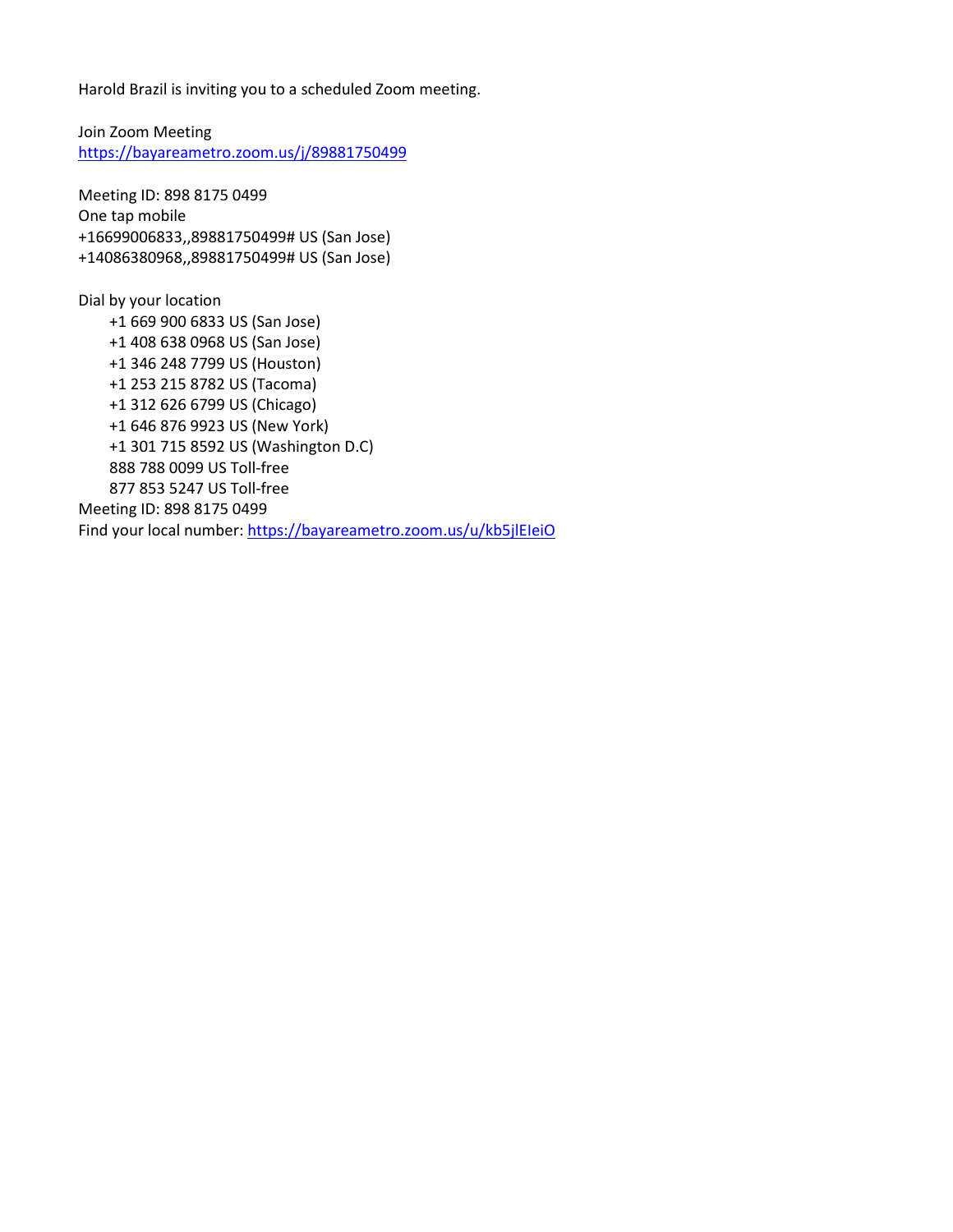Harold Brazil is inviting you to a scheduled Zoom meeting.

Join Zoom Meeting
https://bayareametro.zoom.us/j/89881750499

Meeting ID: 898 8175 0499
One tap mobile
+16699006833,,89881750499# US (San Jose)
+14086380968,,89881750499# US (San Jose)

Dial by your location
- +1 669 900 6833 US (San Jose)
- +1 408 638 0968 US (San Jose)
- +1 346 248 7799 US (Houston)
- +1 253 215 8782 US (Tacoma)
- +1 312 626 6799 US (Chicago)
- +1 646 876 9923 US (New York)
- +1 301 715 8592 US (Washington D.C)
- 888 788 0099 US Toll-free
- 877 853 5247 US Toll-free

Meeting ID: 898 8175 0499
Find your local number: https://bayareametro.zoom.us/u/kb5jlEIeiO